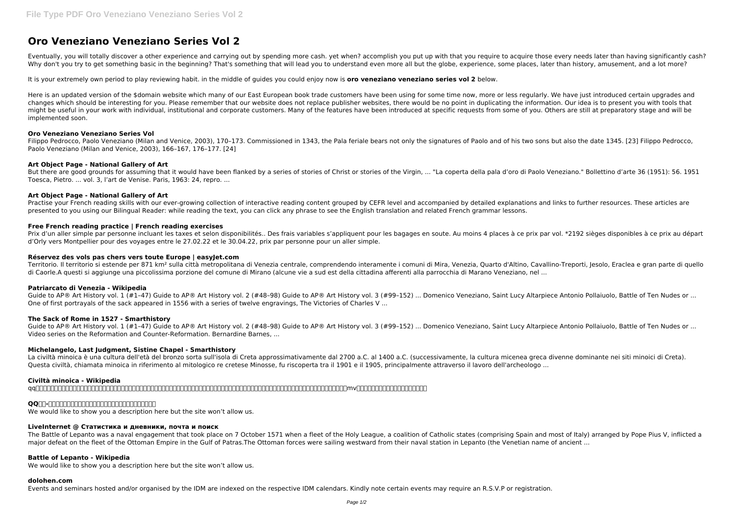# Oro Veneziano Veneziano Series Vol 2

Eventually, you will totally discover a other experience and carrying out by spending more cash. yet when? accomplish you put up with that you require to acquire those every needs later than having significantly cash? Why don't you try to get something basic in the beginning? That's something that will lead you to understand even more all but the globe, experience, some places, later than history, amusement, and a lot more?

It is your extremely own period to play reviewing habit. in the middle of guides you could enjoy now is **oro veneziano veneziano series vol 2** below.

Here is an updated version of the $domain website which many of our East European book trade customers have been using for some time now, more or less regularly. We have just introduced certain upgrades and changes which should be interesting for you. Please remember that our website does not replace publisher websites, there would be no point in duplicating the information. Our idea is to present you with tools that might be useful in your work with individual, institutional and corporate customers. Many of the features have been introduced at specific requests from some of you. Others are still at preparatory stage and will be implemented soon.

### Oro Veneziano Veneziano Series Vol

Filippo Pedrocco, Paolo Veneziano (Milan and Venice, 2003), 170–173. Commissioned in 1343, the Pala feriale bears not only the signatures of Paolo and of his two sons but also the date 1345. [23] Filippo Pedrocco, Paolo Veneziano (Milan and Venice, 2003), 166–167, 176–177. [24]

### Art Object Page - National Gallery of Art

But there are good grounds for assuming that it would have been flanked by a series of stories of Christ or stories of the Virgin, ... "La coperta della pala d'oro di Paolo Veneziano." Bollettino d'arte 36 (1951): 56. 1951 Toesca, Pietro. ... vol. 3, l'art de Venise. Paris, 1963: 24, repro. ...

### Art Object Page - National Gallery of Art

Practise your French reading skills with our ever-growing collection of interactive reading content grouped by CEFR level and accompanied by detailed explanations and links to further resources. These articles are presented to you using our Bilingual Reader: while reading the text, you can click any phrase to see the English translation and related French grammar lessons.

### Free French reading practice | French reading exercises

Prix d'un aller simple par personne incluant les taxes et selon disponibilités.. Des frais variables s'appliquent pour les bagages en soute. Au moins 4 places à ce prix par vol. *2192 sièges disponibles à ce prix au départ d'Orly vers Montpellier pour des voyages entre le 27.02.22 et le 30.04.22, prix par personne pour un aller simple.

### Réservez des vols pas chers vers toute Europe | easyJet.com

Territorio. Il territorio si estende per 871 km² sulla città metropolitana di Venezia centrale, comprendendo interamente i comuni di Mira, Venezia, Quarto d'Altino, Cavallino-Treporti, Jesolo, Eraclea e gran parte di quello di Caorle.A questi si aggiunge una piccolissima porzione del comune di Mirano (alcune vie a sud est della cittadina afferenti alla parrocchia di Marano Veneziano, nel ...

### Patriarcato di Venezia - Wikipedia

Guide to AP® Art History vol. 1 (#1–47) Guide to AP® Art History vol. 2 (#48–98) Guide to AP® Art History vol. 3 (#99–152) ... Domenico Veneziano, Saint Lucy Altarpiece Antonio Pollaiuolo, Battle of Ten Nudes or ... One of first portrayals of the sack appeared in 1556 with a series of twelve engravings, The Victories of Charles V ...

### The Sack of Rome in 1527 - Smarthistory

Guide to AP® Art History vol. 1 (#1–47) Guide to AP® Art History vol. 2 (#48–98) Guide to AP® Art History vol. 3 (#99–152) ... Domenico Veneziano, Saint Lucy Altarpiece Antonio Pollaiuolo, Battle of Ten Nudes or ... Video series on the Reformation and Counter-Reformation. Bernardine Barnes, ...

### Michelangelo, Last Judgment, Sistine Chapel - Smarthistory

La civiltà minoica è una cultura dell'età del bronzo sorta sull'isola di Creta approssimativamente dal 2700 a.C. al 1400 a.C. (successivamente, la cultura micenea greca divenne dominante nei siti minoici di Creta). Questa civiltà, chiamata minoica in riferimento al mitologico re cretese Minosse, fu riscoperta tra il 1901 e il 1905, principalmente attraverso il lavoro dell'archeologo ...

### Civiltà minoica - Wikipedia

qq□□□□□□□□□□□□□□□□□□□□□□□□□□□□□□□□□□□□□□□□□□□□□□□□□□□□□□□□□□□□□□□□mv□□□□□□□□□□□□□□□

### QQ□□-□□□□□□□□□□□□□□□□□□□□□□

We would like to show you a description here but the site won't allow us.

### LiveInternet @ Статистика и дневники, почта и поиск

The Battle of Lepanto was a naval engagement that took place on 7 October 1571 when a fleet of the Holy League, a coalition of Catholic states (comprising Spain and most of Italy) arranged by Pope Pius V, inflicted a major defeat on the fleet of the Ottoman Empire in the Gulf of Patras.The Ottoman forces were sailing westward from their naval station in Lepanto (the Venetian name of ancient ...

### Battle of Lepanto - Wikipedia

We would like to show you a description here but the site won't allow us.

### dolohen.com

Events and seminars hosted and/or organised by the IDM are indexed on the respective IDM calendars. Kindly note certain events may require an R.S.V.P or registration.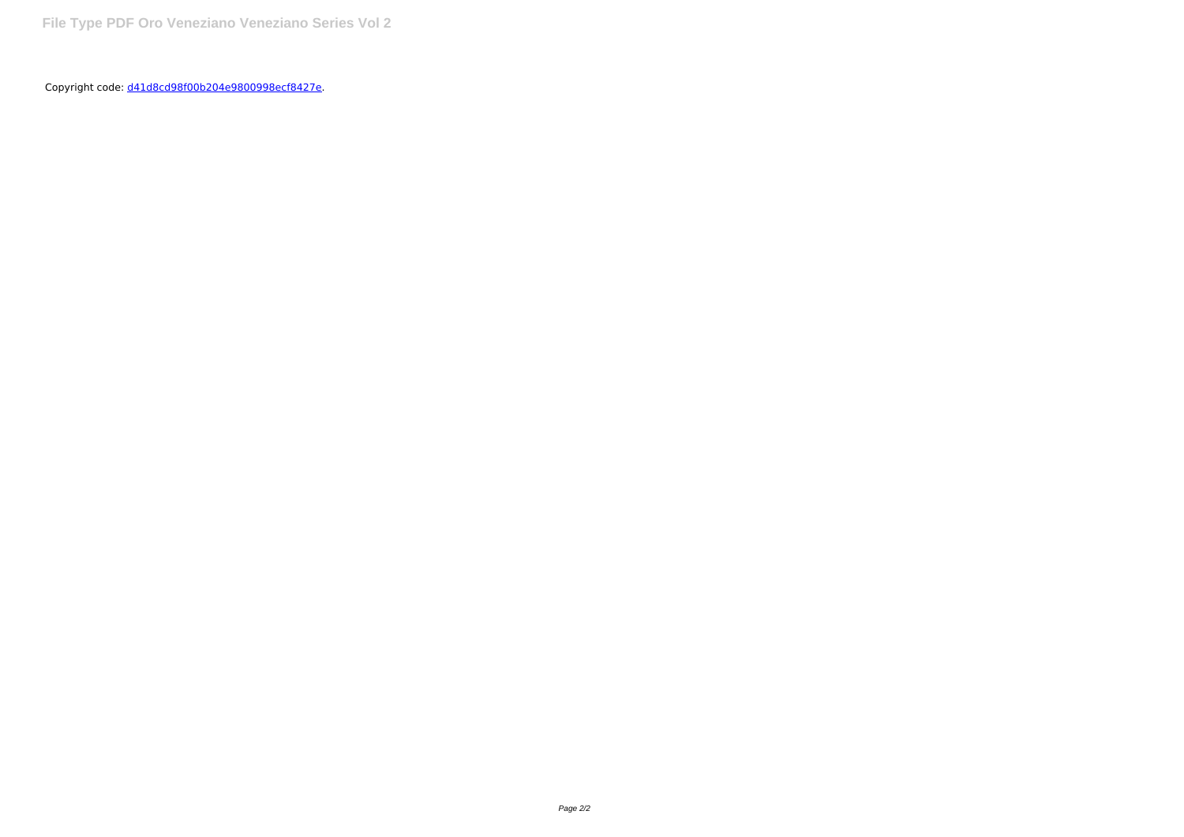Copyright code: d41d8cd98f00b204e9800998ecf8427e.